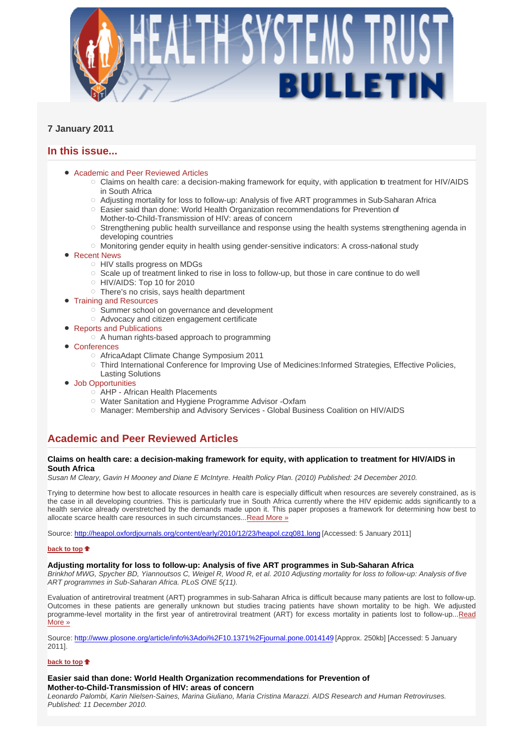# HEALTH SYSTEMS TRUST BULLETIN

**7 January 2011**

## In this issue...

- Academic and Peer Reviewed Articles
  - Claims on health care: a decision-making framework for equity, with application to treatment for HIV/AIDS in South Africa
  - Adjusting mortality for loss to follow-up: Analysis of five ART programmes in Sub-Saharan Africa
  - Easier said than done: World Health Organization recommendations for Prevention of Mother-to-Child-Transmission of HIV: areas of concern
  - Strengthening public health surveillance and response using the health systems strengthening agenda in developing countries
  - Monitoring gender equity in health using gender-sensitive indicators: A cross-national study
- Recent News
  - HIV stalls progress on MDGs
  - Scale up of treatment linked to rise in loss to follow-up, but those in care continue to do well
  - HIV/AIDS: Top 10 for 2010
  - There's no crisis, says health department
- Training and Resources
  - Summer school on governance and development
  - Advocacy and citizen engagement certificate
- Reports and Publications
  - A human rights-based approach to programming
- Conferences
  - AfricaAdapt Climate Change Symposium 2011
  - Third International Conference for Improving Use of Medicines:Informed Strategies, Effective Policies, Lasting Solutions
- Job Opportunities
  - AHP - African Health Placements
  - Water Sanitation and Hygiene Programme Advisor -Oxfam
  - Manager: Membership and Advisory Services - Global Business Coalition on HIV/AIDS

## Academic and Peer Reviewed Articles

**Claims on health care: a decision-making framework for equity, with application to treatment for HIV/AIDS in South Africa**
*Susan M Cleary, Gavin H Mooney and Diane E McIntyre. Health Policy Plan. (2010) Published: 24 December 2010.*

Trying to determine how best to allocate resources in health care is especially difficult when resources are severely constrained, as is the case in all developing countries. This is particularly true in South Africa currently where the HIV epidemic adds significantly to a health service already overstretched by the demands made upon it. This paper proposes a framework for determining how best to allocate scarce health care resources in such circumstances...Read More »

Source: http://heapol.oxfordjournals.org/content/early/2010/12/23/heapol.czq081.long [Accessed: 5 January 2011]

back to top

**Adjusting mortality for loss to follow-up: Analysis of five ART programmes in Sub-Saharan Africa**
*Brinkhof MWG, Spycher BD, Yiannoutsos C, Weigel R, Wood R, et al. 2010 Adjusting mortality for loss to follow-up: Analysis of five ART programmes in Sub-Saharan Africa. PLoS ONE 5(11).*

Evaluation of antiretroviral treatment (ART) programmes in sub-Saharan Africa is difficult because many patients are lost to follow-up. Outcomes in these patients are generally unknown but studies tracing patients have shown mortality to be high. We adjusted programme-level mortality in the first year of antiretroviral treatment (ART) for excess mortality in patients lost to follow-up...Read More »

Source: http://www.plosone.org/article/info%3Adoi%2F10.1371%2Fjournal.pone.0014149 [Approx. 250kb] [Accessed: 5 January 2011].

back to top

**Easier said than done: World Health Organization recommendations for Prevention of Mother-to-Child-Transmission of HIV: areas of concern**
*Leonardo Palombi, Karin Nielsen-Saines, Marina Giuliano, Maria Cristina Marazzi. AIDS Research and Human Retroviruses. Published: 11 December 2010.*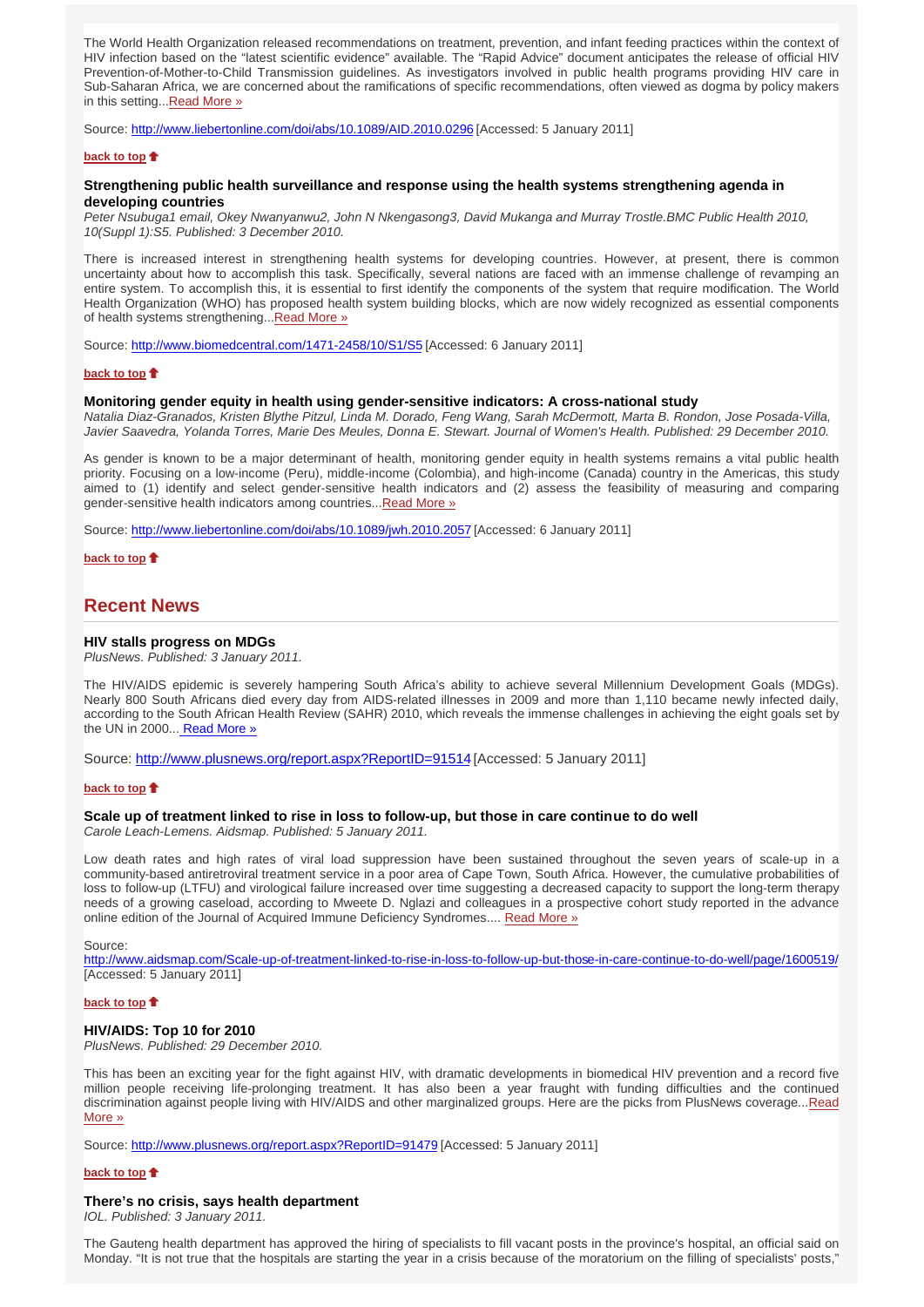The World Health Organization released recommendations on treatment, prevention, and infant feeding practices within the context of HIV infection based on the "latest scientific evidence" available. The "Rapid Advice" document anticipates the release of official HIV Prevention-of-Mother-to-Child Transmission guidelines. As investigators involved in public health programs providing HIV care in Sub-Saharan Africa, we are concerned about the ramifications of specific recommendations, often viewed as dogma by policy makers in this setting...Read More »

Source: http://www.liebertonline.com/doi/abs/10.1089/AID.2010.0296 [Accessed: 5 January 2011]

**back to top**

### Strengthening public health surveillance and response using the health systems strengthening agenda in developing countries

*Peter Nsubuga1 email, Okey Nwanyanwu2, John N Nkengasong3, David Mukanga and Murray Trostle.BMC Public Health 2010, 10(Suppl 1):S5. Published: 3 December 2010.*

There is increased interest in strengthening health systems for developing countries. However, at present, there is common uncertainty about how to accomplish this task. Specifically, several nations are faced with an immense challenge of revamping an entire system. To accomplish this, it is essential to first identify the components of the system that require modification. The World Health Organization (WHO) has proposed health system building blocks, which are now widely recognized as essential components of health systems strengthening...Read More »

Source: http://www.biomedcentral.com/1471-2458/10/S1/S5 [Accessed: 6 January 2011]

**back to top**

### Monitoring gender equity in health using gender-sensitive indicators: A cross-national study

*Natalia Diaz-Granados, Kristen Blythe Pitzul, Linda M. Dorado, Feng Wang, Sarah McDermott, Marta B. Rondon, Jose Posada-Villa, Javier Saavedra, Yolanda Torres, Marie Des Meules, Donna E. Stewart. Journal of Women's Health. Published: 29 December 2010.*

As gender is known to be a major determinant of health, monitoring gender equity in health systems remains a vital public health priority. Focusing on a low-income (Peru), middle-income (Colombia), and high-income (Canada) country in the Americas, this study aimed to (1) identify and select gender-sensitive health indicators and (2) assess the feasibility of measuring and comparing gender-sensitive health indicators among countries...Read More »

Source: http://www.liebertonline.com/doi/abs/10.1089/jwh.2010.2057 [Accessed: 6 January 2011]

**back to top**

## Recent News

### HIV stalls progress on MDGs

*PlusNews. Published: 3 January 2011.*

The HIV/AIDS epidemic is severely hampering South Africa's ability to achieve several Millennium Development Goals (MDGs). Nearly 800 South Africans died every day from AIDS-related illnesses in 2009 and more than 1,110 became newly infected daily, according to the South African Health Review (SAHR) 2010, which reveals the immense challenges in achieving the eight goals set by the UN in 2000... Read More »

Source: http://www.plusnews.org/report.aspx?ReportID=91514 [Accessed: 5 January 2011]

**back to top**

### Scale up of treatment linked to rise in loss to follow-up, but those in care continue to do well

*Carole Leach-Lemens. Aidsmap. Published: 5 January 2011.*

Low death rates and high rates of viral load suppression have been sustained throughout the seven years of scale-up in a community-based antiretroviral treatment service in a poor area of Cape Town, South Africa. However, the cumulative probabilities of loss to follow-up (LTFU) and virological failure increased over time suggesting a decreased capacity to support the long-term therapy needs of a growing caseload, according to Mweete D. Nglazi and colleagues in a prospective cohort study reported in the advance online edition of the Journal of Acquired Immune Deficiency Syndromes.... Read More »

Source:
http://www.aidsmap.com/Scale-up-of-treatment-linked-to-rise-in-loss-to-follow-up-but-those-in-care-continue-to-do-well/page/1600519/ [Accessed: 5 January 2011]

**back to top**

### HIV/AIDS: Top 10 for 2010

*PlusNews. Published: 29 December 2010.*

This has been an exciting year for the fight against HIV, with dramatic developments in biomedical HIV prevention and a record five million people receiving life-prolonging treatment. It has also been a year fraught with funding difficulties and the continued discrimination against people living with HIV/AIDS and other marginalized groups. Here are the picks from PlusNews coverage...Read More »

Source: http://www.plusnews.org/report.aspx?ReportID=91479 [Accessed: 5 January 2011]

**back to top**

### There's no crisis, says health department

*IOL. Published: 3 January 2011.*

The Gauteng health department has approved the hiring of specialists to fill vacant posts in the province's hospital, an official said on Monday. "It is not true that the hospitals are starting the year in a crisis because of the moratorium on the filling of specialists' posts,"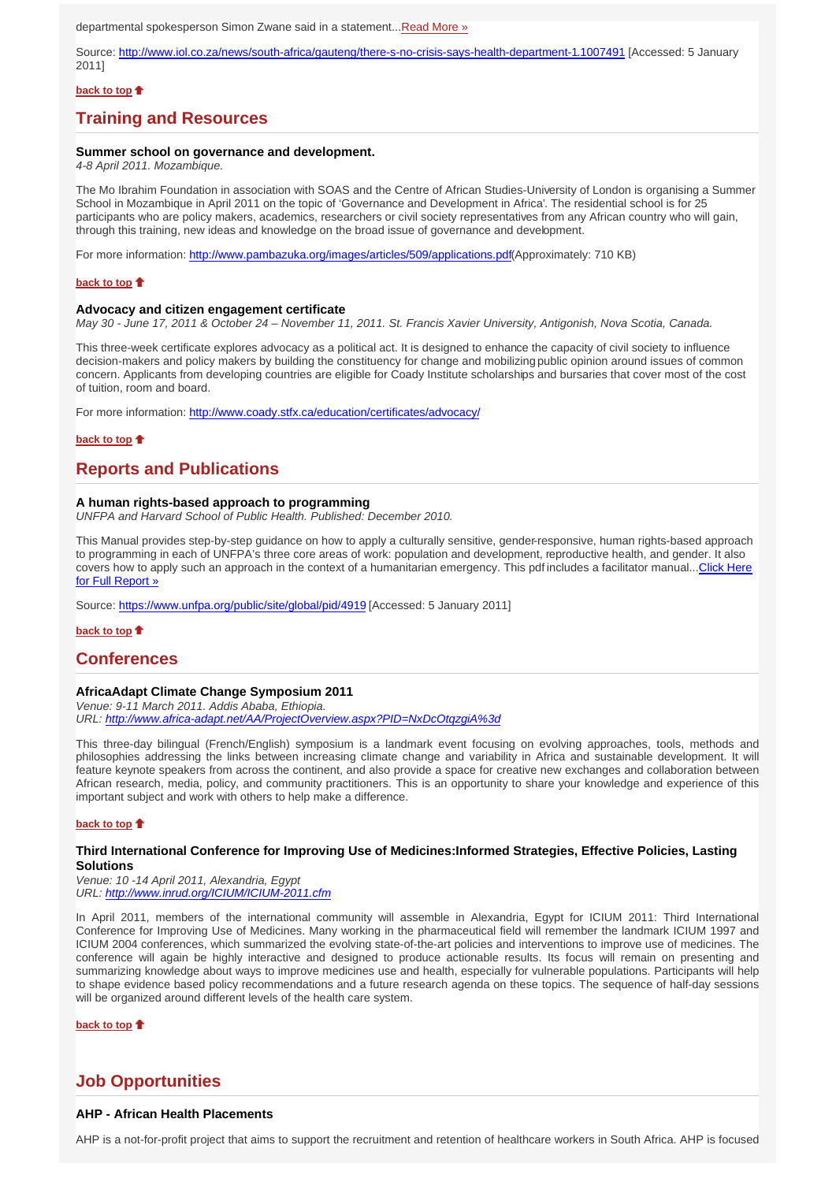departmental spokesperson Simon Zwane said in a statement...[Read More »]

Source: http://www.iol.co.za/news/south-africa/gauteng/there-s-no-crisis-says-health-department-1.1007491 [Accessed: 5 January 2011]

**back to top**

## Training and Resources

**Summer school on governance and development.**
*4-8 April 2011. Mozambique.*

The Mo Ibrahim Foundation in association with SOAS and the Centre of African Studies-University of London is organising a Summer School in Mozambique in April 2011 on the topic of 'Governance and Development in Africa'. The residential school is for 25 participants who are policy makers, academics, researchers or civil society representatives from any African country who will gain, through this training, new ideas and knowledge on the broad issue of governance and development.

For more information: http://www.pambazuka.org/images/articles/509/applications.pdf(Approximately: 710 KB)

**back to top**

**Advocacy and citizen engagement certificate**
*May 30 - June 17, 2011 & October 24 – November 11, 2011. St. Francis Xavier University, Antigonish, Nova Scotia, Canada.*

This three-week certificate explores advocacy as a political act. It is designed to enhance the capacity of civil society to influence decision-makers and policy makers by building the constituency for change and mobilizing public opinion around issues of common concern. Applicants from developing countries are eligible for Coady Institute scholarships and bursaries that cover most of the cost of tuition, room and board.

For more information: http://www.coady.stfx.ca/education/certificates/advocacy/

**back to top**

## Reports and Publications

**A human rights-based approach to programming**
*UNFPA and Harvard School of Public Health. Published: December 2010.*

This Manual provides step-by-step guidance on how to apply a culturally sensitive, gender-responsive, human rights-based approach to programming in each of UNFPA's three core areas of work: population and development, reproductive health, and gender. It also covers how to apply such an approach in the context of a humanitarian emergency. This pdf includes a facilitator manual...[Click Here for Full Report »]

Source: https://www.unfpa.org/public/site/global/pid/4919 [Accessed: 5 January 2011]

**back to top**

## Conferences

**AfricaAdapt Climate Change Symposium 2011**
*Venue: 9-11 March 2011. Addis Ababa, Ethiopia.*
*URL: http://www.africa-adapt.net/AA/ProjectOverview.aspx?PID=NxDcOtqzgiA%3d*

This three-day bilingual (French/English) symposium is a landmark event focusing on evolving approaches, tools, methods and philosophies addressing the links between increasing climate change and variability in Africa and sustainable development. It will feature keynote speakers from across the continent, and also provide a space for creative new exchanges and collaboration between African research, media, policy, and community practitioners. This is an opportunity to share your knowledge and experience of this important subject and work with others to help make a difference.

**back to top**

**Third International Conference for Improving Use of Medicines:Informed Strategies, Effective Policies, Lasting Solutions**
*Venue: 10 -14 April 2011, Alexandria, Egypt*
*URL: http://www.inrud.org/ICIUM/ICIUM-2011.cfm*

In April 2011, members of the international community will assemble in Alexandria, Egypt for ICIUM 2011: Third International Conference for Improving Use of Medicines. Many working in the pharmaceutical field will remember the landmark ICIUM 1997 and ICIUM 2004 conferences, which summarized the evolving state-of-the-art policies and interventions to improve use of medicines. The conference will again be highly interactive and designed to produce actionable results. Its focus will remain on presenting and summarizing knowledge about ways to improve medicines use and health, especially for vulnerable populations. Participants will help to shape evidence based policy recommendations and a future research agenda on these topics. The sequence of half-day sessions will be organized around different levels of the health care system.

**back to top**

## Job Opportunities

**AHP - African Health Placements**

AHP is a not-for-profit project that aims to support the recruitment and retention of healthcare workers in South Africa. AHP is focused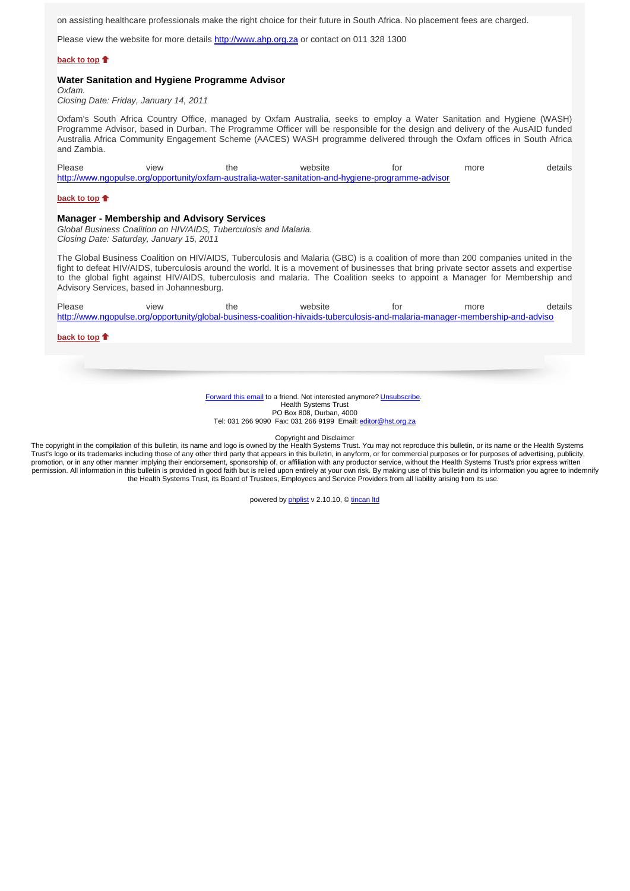on assisting healthcare professionals make the right choice for their future in South Africa. No placement fees are charged.

Please view the website for more details http://www.ahp.org.za or contact on 011 328 1300

**back to top**

### Water Sanitation and Hygiene Programme Advisor

*Oxfam.*
*Closing Date: Friday, January 14, 2011*

Oxfam's South Africa Country Office, managed by Oxfam Australia, seeks to employ a Water Sanitation and Hygiene (WASH) Programme Advisor, based in Durban. The Programme Officer will be responsible for the design and delivery of the AusAID funded Australia Africa Community Engagement Scheme (AACES) WASH programme delivered through the Oxfam offices in South Africa and Zambia.

Please view the website for more details http://www.ngopulse.org/opportunity/oxfam-australia-water-sanitation-and-hygiene-programme-advisor

**back to top**

### Manager - Membership and Advisory Services

*Global Business Coalition on HIV/AIDS, Tuberculosis and Malaria.*
*Closing Date: Saturday, January 15, 2011*

The Global Business Coalition on HIV/AIDS, Tuberculosis and Malaria (GBC) is a coalition of more than 200 companies united in the fight to defeat HIV/AIDS, tuberculosis around the world. It is a movement of businesses that bring private sector assets and expertise to the global fight against HIV/AIDS, tuberculosis and malaria. The Coalition seeks to appoint a Manager for Membership and Advisory Services, based in Johannesburg.

Please view the website for more details http://www.ngopulse.org/opportunity/global-business-coalition-hivaids-tuberculosis-and-malaria-manager-membership-and-adviso

**back to top**

Forward this email to a friend. Not interested anymore? Unsubscribe.
Health Systems Trust
PO Box 808, Durban, 4000
Tel: 031 266 9090 Fax: 031 266 9199 Email: editor@hst.org.za

Copyright and Disclaimer
The copyright in the compilation of this bulletin, its name and logo is owned by the Health Systems Trust. You may not reproduce this bulletin, or its name or the Health Systems Trust's logo or its trademarks including those of any other third party that appears in this bulletin, in any form, or for commercial purposes or for purposes of advertising, publicity, promotion, or in any other manner implying their endorsement, sponsorship of, or affiliation with any product or service, without the Health Systems Trust's prior express written permission. All information in this bulletin is provided in good faith but is relied upon entirely at your own risk. By making use of this bulletin and its information you agree to indemnify the Health Systems Trust, its Board of Trustees, Employees and Service Providers from all liability arising from its use.

powered by phplist v 2.10.10, © tincan ltd